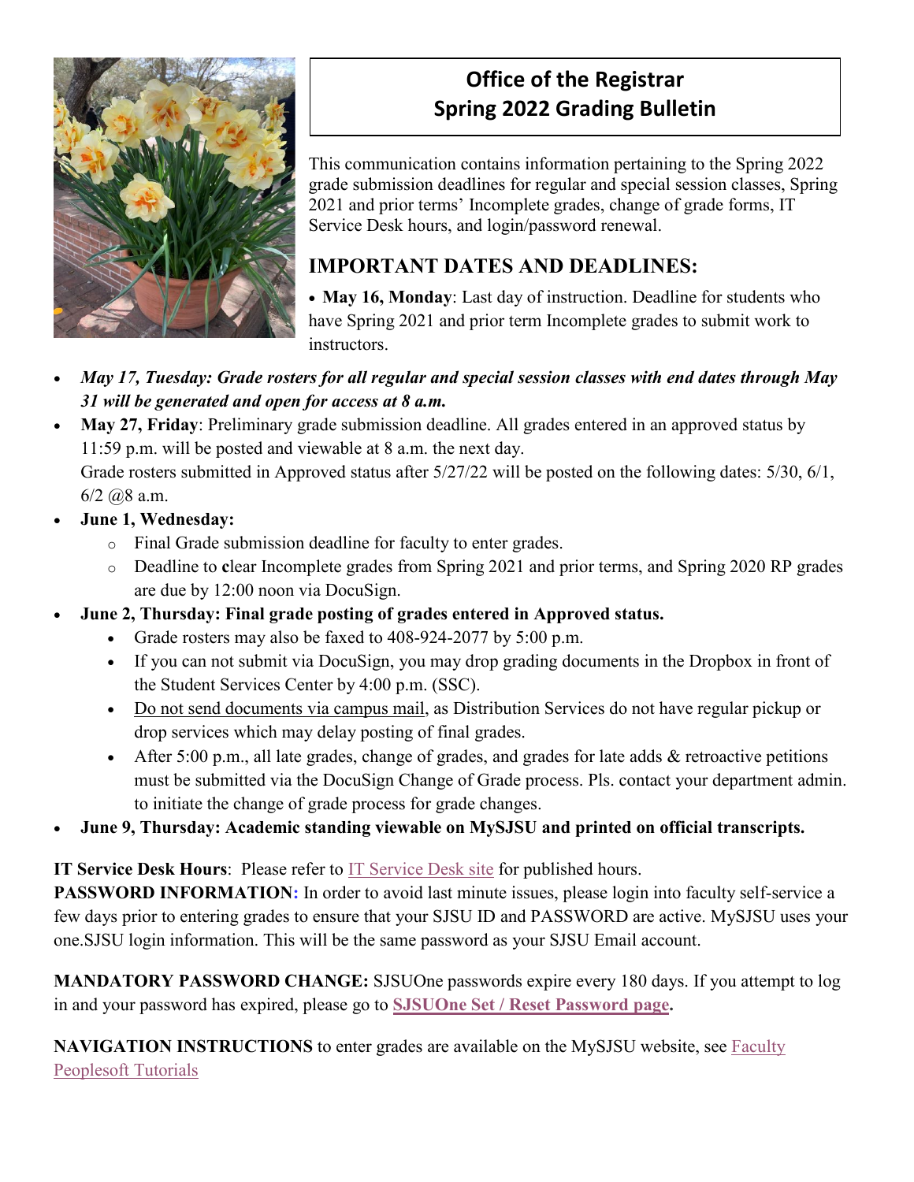# Office of the Registrar
## Spring 2022 Grading Bulletin

This communication contains information pertaining to the Spring 2022 grade submission deadlines for regular and special session classes, Spring 2021 and prior terms' Incomplete grades, change of grade forms, IT Service Desk hours, and login/password renewal.

## IMPORTANT DATES AND DEADLINES:

- **May 16, Monday**: Last day of instruction. Deadline for students who have Spring 2021 and prior term Incomplete grades to submit work to instructors.
- ***May 17, Tuesday: Grade rosters for all regular and special session classes with end dates through May 31 will be generated and open for access at 8 a.m.***
- **May 27, Friday**: Preliminary grade submission deadline. All grades entered in an approved status by 11:59 p.m. will be posted and viewable at 8 a.m. the next day.
  Grade rosters submitted in Approved status after 5/27/22 will be posted on the following dates: 5/30, 6/1, 6/2 @8 a.m.
- **June 1, Wednesday:**
  - Final Grade submission deadline for faculty to enter grades.
  - Deadline to **c**lear Incomplete grades from Spring 2021 and prior terms, and Spring 2020 RP grades are due by 12:00 noon via DocuSign.
- **June 2, Thursday: Final grade posting of grades entered in Approved status.**
  - Grade rosters may also be faxed to 408-924-2077 by 5:00 p.m.
  - If you can not submit via DocuSign, you may drop grading documents in the Dropbox in front of the Student Services Center by 4:00 p.m. (SSC).
  - Do not send documents via campus mail, as Distribution Services do not have regular pickup or drop services which may delay posting of final grades.
  - After 5:00 p.m., all late grades, change of grades, and grades for late adds & retroactive petitions must be submitted via the DocuSign Change of Grade process. Pls. contact your department admin. to initiate the change of grade process for grade changes.
- **June 9, Thursday: Academic standing viewable on MySJSU and printed on official transcripts.**

**IT Service Desk Hours**: Please refer to IT Service Desk site for published hours.
**PASSWORD INFORMATION:** In order to avoid last minute issues, please login into faculty self-service a few days prior to entering grades to ensure that your SJSU ID and PASSWORD are active. MySJSU uses your one.SJSU login information. This will be the same password as your SJSU Email account.

**MANDATORY PASSWORD CHANGE:** SJSUOne passwords expire every 180 days. If you attempt to log in and your password has expired, please go to **SJSUOne Set / Reset Password page.**

**NAVIGATION INSTRUCTIONS** to enter grades are available on the MySJSU website, see Faculty Peoplesoft Tutorials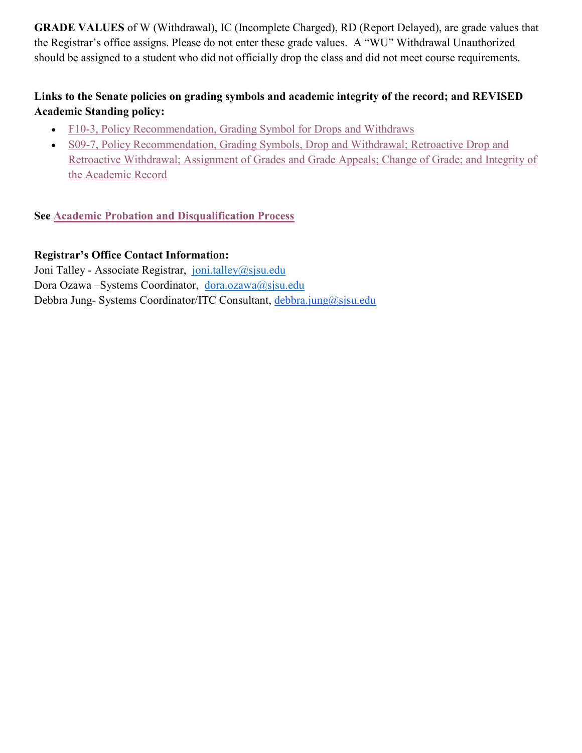**GRADE VALUES** of W (Withdrawal), IC (Incomplete Charged), RD (Report Delayed), are grade values that the Registrar's office assigns. Please do not enter these grade values. A "WU" Withdrawal Unauthorized should be assigned to a student who did not officially drop the class and did not meet course requirements.

**Links to the Senate policies on grading symbols and academic integrity of the record; and REVISED Academic Standing policy:**

- F10-3, Policy Recommendation, Grading Symbol for Drops and Withdraws
- S09-7, Policy Recommendation, Grading Symbols, Drop and Withdrawal; Retroactive Drop and Retroactive Withdrawal; Assignment of Grades and Grade Appeals; Change of Grade; and Integrity of the Academic Record

**See Academic Probation and Disqualification Process**

**Registrar's Office Contact Information:**
Joni Talley - Associate Registrar, joni.talley@sjsu.edu
Dora Ozawa –Systems Coordinator, dora.ozawa@sjsu.edu
Debbra Jung- Systems Coordinator/ITC Consultant, debbra.jung@sjsu.edu